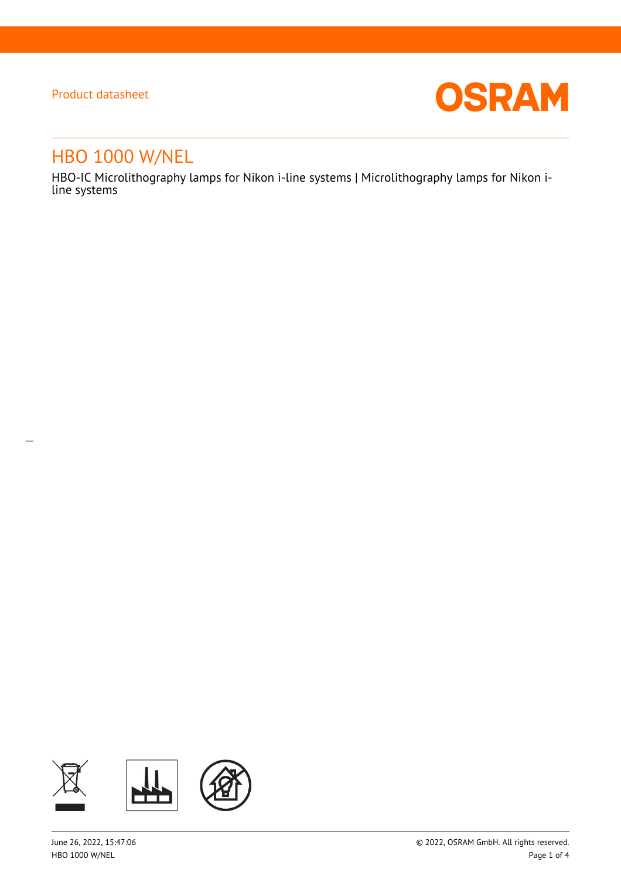Product datasheet

# HBO 1000 W/NEL

HBO-IC Microlithography lamps for Nikon i-line systems | Microlithography lamps for Nikon i-line systems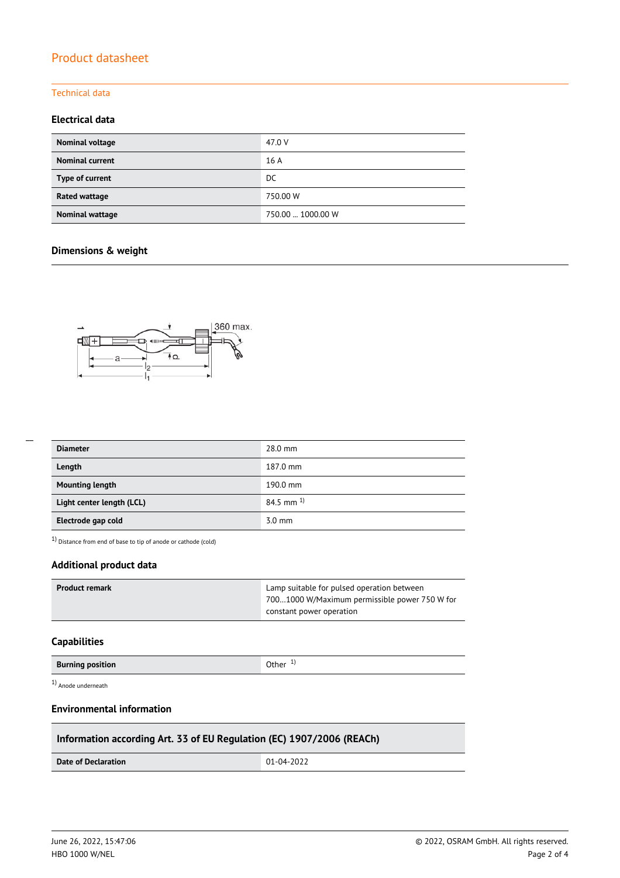# Product datasheet

## Technical data

### Electrical data

| | |
|---|---|
| **Nominal voltage** | 47.0 V |
| **Nominal current** | 16 A |
| **Type of current** | DC |
| **Rated wattage** | 750.00 W |
| **Nominal wattage** | 750.00 … 1000.00 W |

### Dimensions & weight

| | |
|---|---|
| **Diameter** | 28.0 mm |
| **Length** | 187.0 mm |
| **Mounting length** | 190.0 mm |
| **Light center length (LCL)** | 84.5 mm [1] |
| **Electrode gap cold** | 3.0 mm |

[1] Distance from end of base to tip of anode or cathode (cold)

### Additional product data

| | |
|---|---|
| **Product remark** | Lamp suitable for pulsed operation between 700…1000 W/Maximum permissible power 750 W for constant power operation |

### Capabilities

| | |
|---|---|
| **Burning position** | Other [1] |

[1] Anode underneath

### Environmental information

| Information according Art. 33 of EU Regulation (EC) 1907/2006 (REACh) | |
|---|---|
| **Date of Declaration** | 01-04-2022 |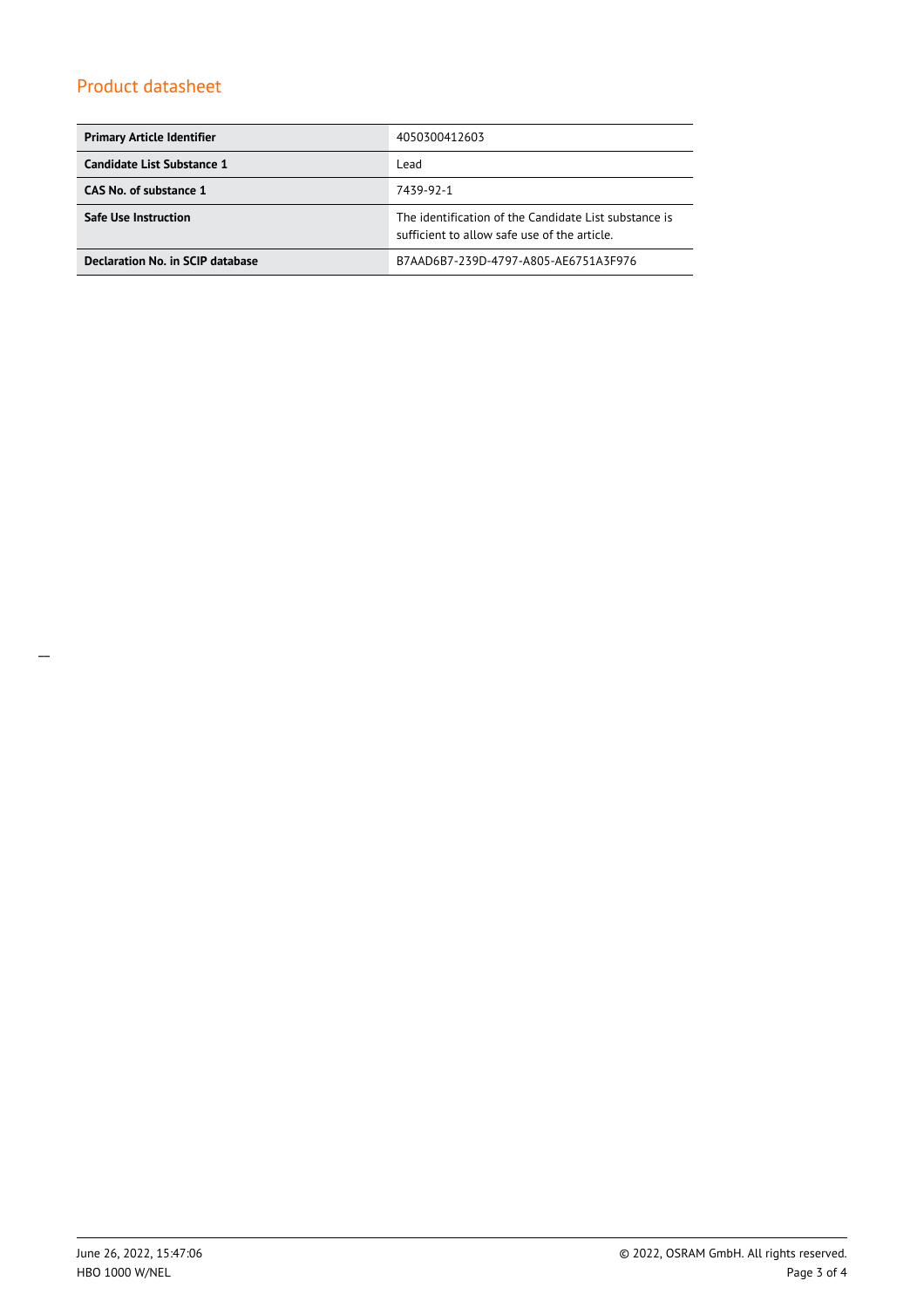## Product datasheet

| Primary Article Identifier | 4050300412603 |
|---|---|
| Candidate List Substance 1 | Lead |
| CAS No. of substance 1 | 7439-92-1 |
| Safe Use Instruction | The identification of the Candidate List substance is sufficient to allow safe use of the article. |
| Declaration No. in SCIP database | B7AAD6B7-239D-4797-A805-AE6751A3F976 |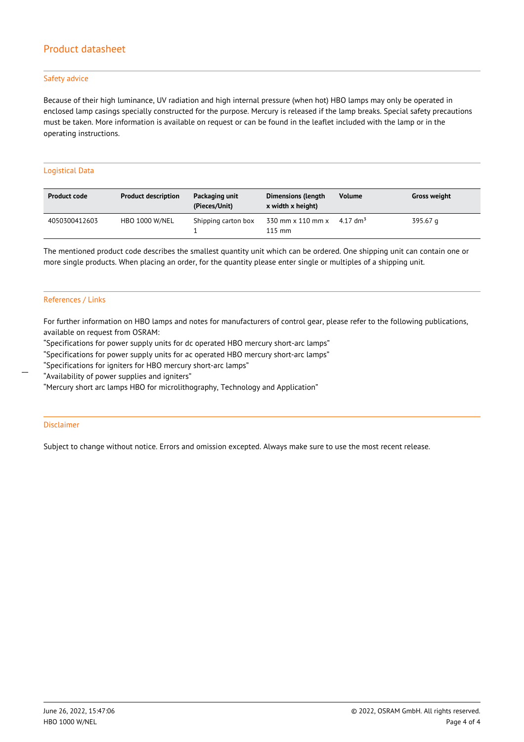## Safety advice

Because of their high luminance, UV radiation and high internal pressure (when hot) HBO lamps may only be operated in enclosed lamp casings specially constructed for the purpose. Mercury is released if the lamp breaks. Special safety precautions must be taken. More information is available on request or can be found in the leaflet included with the lamp or in the operating instructions.

## Logistical Data

| Product code | Product description | Packaging unit (Pieces/Unit) | Dimensions (length x width x height) | Volume | Gross weight |
|---|---|---|---|---|---|
| 4050300412603 | HBO 1000 W/NEL | Shipping carton box 1 | 330 mm x 110 mm x 115 mm | 4.17 $dm^3$ | 395.67 g |

The mentioned product code describes the smallest quantity unit which can be ordered. One shipping unit can contain one or more single products. When placing an order, for the quantity please enter single or multiples of a shipping unit.

## References / Links

For further information on HBO lamps and notes for manufacturers of control gear, please refer to the following publications, available on request from OSRAM:
“Specifications for power supply units for dc operated HBO mercury short-arc lamps”
“Specifications for power supply units for ac operated HBO mercury short-arc lamps”
“Specifications for igniters for HBO mercury short-arc lamps”
“Availability of power supplies and igniters”
“Mercury short arc lamps HBO for microlithography, Technology and Application”

## Disclaimer

Subject to change without notice. Errors and omission excepted. Always make sure to use the most recent release.